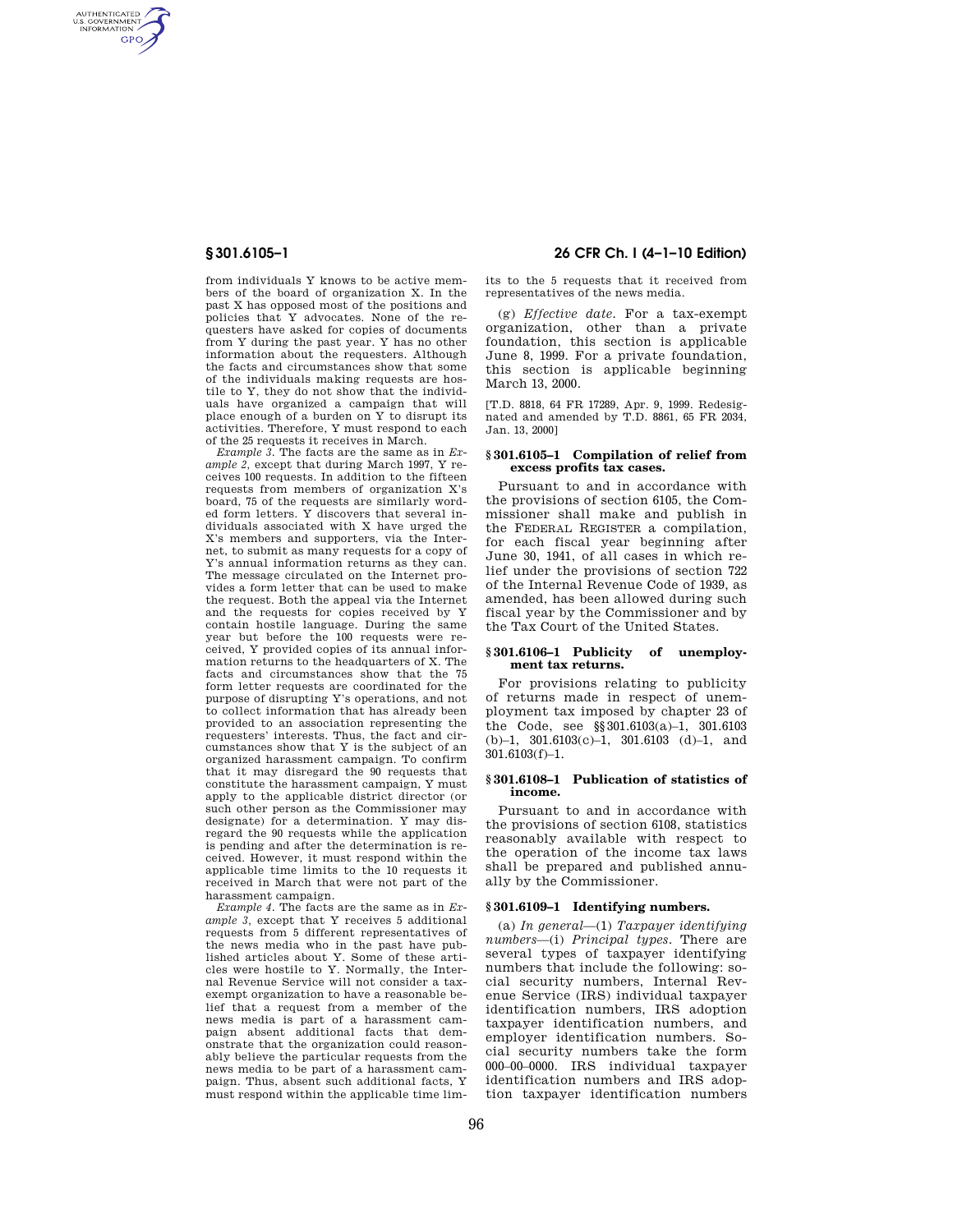from individuals Y knows to be active members of the board of organization X. In the past X has opposed most of the positions and policies that Y advocates. None of the requesters have asked for copies of documents from Y during the past year. Y has no other information about the requesters. Although the facts and circumstances show that some of the individuals making requests are hostile to Y, they do not show that the individuals have organized a campaign that will place enough of a burden on Y to disrupt its activities. Therefore, Y must respond to each of the 25 requests it receives in March.

*Example 3*. The facts are the same as in *Example 2*, except that during March 1997, Y receives 100 requests. In addition to the fifteen requests from members of organization X's board, 75 of the requests are similarly worded form letters. Y discovers that several individuals associated with X have urged the X's members and supporters, via the Internet, to submit as many requests for a copy of Y's annual information returns as they can. The message circulated on the Internet provides a form letter that can be used to make the request. Both the appeal via the Internet and the requests for copies received by Y contain hostile language. During the same year but before the 100 requests were received, Y provided copies of its annual information returns to the headquarters of X. The facts and circumstances show that the 75 form letter requests are coordinated for the purpose of disrupting Y's operations, and not to collect information that has already been provided to an association representing the requesters' interests. Thus, the fact and circumstances show that Y is the subject of an organized harassment campaign. To confirm that it may disregard the 90 requests that constitute the harassment campaign, Y must apply to the applicable district director (or such other person as the Commissioner may designate) for a determination. Y may disregard the 90 requests while the application is pending and after the determination is received. However, it must respond within the applicable time limits to the 10 requests it received in March that were not part of the harassment campaign.

*Example 4*. The facts are the same as in *Example 3*, except that Y receives 5 additional requests from 5 different representatives of the news media who in the past have published articles about Y. Some of these articles were hostile to Y. Normally, the Internal Revenue Service will not consider a tax-exempt organization to have a reasonable belief that a request from a member of the news media is part of a harassment campaign absent additional facts that demonstrate that the organization could reasonably believe the particular requests from the news media to be part of a harassment campaign. Thus, absent such additional facts, Y must respond within the applicable time limits to the 5 requests that it received from representatives of the news media.

(g) *Effective date*. For a tax-exempt organization, other than a private foundation, this section is applicable June 8, 1999. For a private foundation, this section is applicable beginning March 13, 2000.

[T.D. 8818, 64 FR 17289, Apr. 9, 1999. Redesignated and amended by T.D. 8861, 65 FR 2034, Jan. 13, 2000]

### § 301.6105–1 Compilation of relief from excess profits tax cases.

Pursuant to and in accordance with the provisions of section 6105, the Commissioner shall make and publish in the FEDERAL REGISTER a compilation, for each fiscal year beginning after June 30, 1941, of all cases in which relief under the provisions of section 722 of the Internal Revenue Code of 1939, as amended, has been allowed during such fiscal year by the Commissioner and by the Tax Court of the United States.

### § 301.6106–1 Publicity of unemployment tax returns.

For provisions relating to publicity of returns made in respect of unemployment tax imposed by chapter 23 of the Code, see §§ 301.6103(a)–1, 301.6103 (b)–1, 301.6103(c)–1, 301.6103 (d)–1, and 301.6103(f)–1.

### § 301.6108–1 Publication of statistics of income.

Pursuant to and in accordance with the provisions of section 6108, statistics reasonably available with respect to the operation of the income tax laws shall be prepared and published annually by the Commissioner.

### § 301.6109–1 Identifying numbers.

(a) *In general*—(1) *Taxpayer identifying numbers*—(i) *Principal types*. There are several types of taxpayer identifying numbers that include the following: social security numbers, Internal Revenue Service (IRS) individual taxpayer identification numbers, IRS adoption taxpayer identification numbers, and employer identification numbers. Social security numbers take the form 000–00–0000. IRS individual taxpayer identification numbers and IRS adoption taxpayer identification numbers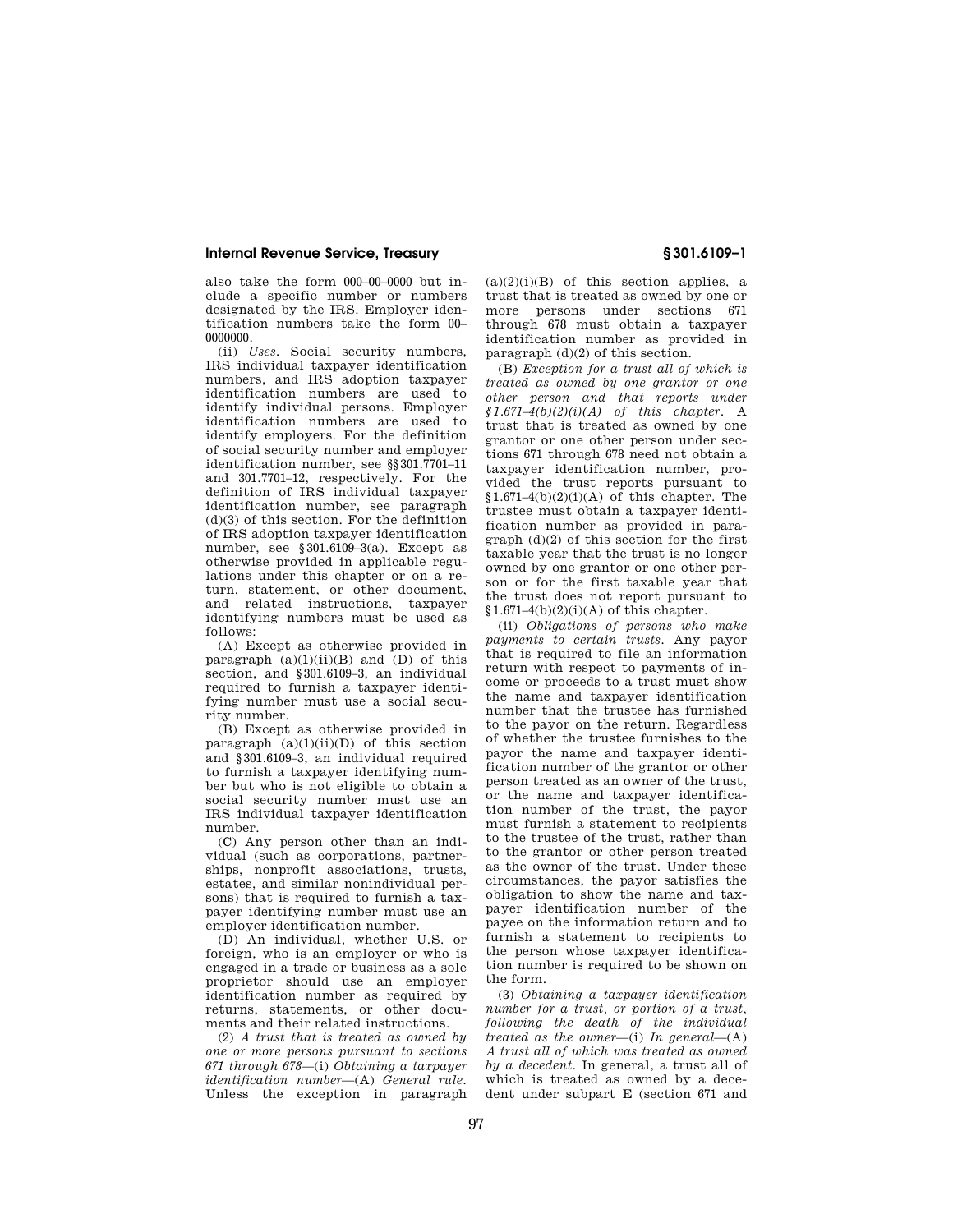also take the form 000–00–0000 but include a specific number or numbers designated by the IRS. Employer identification numbers take the form 00–0000000.

(ii) *Uses.* Social security numbers, IRS individual taxpayer identification numbers, and IRS adoption taxpayer identification numbers are used to identify individual persons. Employer identification numbers are used to identify employers. For the definition of social security number and employer identification number, see §§301.7701–11 and 301.7701–12, respectively. For the definition of IRS individual taxpayer identification number, see paragraph (d)(3) of this section. For the definition of IRS adoption taxpayer identification number, see §301.6109–3(a). Except as otherwise provided in applicable regulations under this chapter or on a return, statement, or other document, and related instructions, taxpayer identifying numbers must be used as follows:

(A) Except as otherwise provided in paragraph (a)(1)(ii)(B) and (D) of this section, and §301.6109–3, an individual required to furnish a taxpayer identifying number must use a social security number.

(B) Except as otherwise provided in paragraph (a)(1)(ii)(D) of this section and §301.6109–3, an individual required to furnish a taxpayer identifying number but who is not eligible to obtain a social security number must use an IRS individual taxpayer identification number.

(C) Any person other than an individual (such as corporations, partnerships, nonprofit associations, trusts, estates, and similar nonindividual persons) that is required to furnish a taxpayer identifying number must use an employer identification number.

(D) An individual, whether U.S. or foreign, who is an employer or who is engaged in a trade or business as a sole proprietor should use an employer identification number as required by returns, statements, or other documents and their related instructions.

(2) *A trust that is treated as owned by one or more persons pursuant to sections 671 through 678*—(i) *Obtaining a taxpayer identification number*—(A) *General rule.* Unless the exception in paragraph (a)(2)(i)(B) of this section applies, a trust that is treated as owned by one or more persons under sections 671 through 678 must obtain a taxpayer identification number as provided in paragraph (d)(2) of this section.

(B) *Exception for a trust all of which is treated as owned by one grantor or one other person and that reports under §1.671–4(b)(2)(i)(A) of this chapter.* A trust that is treated as owned by one grantor or one other person under sections 671 through 678 need not obtain a taxpayer identification number, provided the trust reports pursuant to §1.671–4(b)(2)(i)(A) of this chapter. The trustee must obtain a taxpayer identification number as provided in paragraph (d)(2) of this section for the first taxable year that the trust is no longer owned by one grantor or one other person or for the first taxable year that the trust does not report pursuant to §1.671–4(b)(2)(i)(A) of this chapter.

(ii) *Obligations of persons who make payments to certain trusts.* Any payor that is required to file an information return with respect to payments of income or proceeds to a trust must show the name and taxpayer identification number that the trustee has furnished to the payor on the return. Regardless of whether the trustee furnishes to the payor the name and taxpayer identification number of the grantor or other person treated as an owner of the trust, or the name and taxpayer identification number of the trust, the payor must furnish a statement to recipients to the trustee of the trust, rather than to the grantor or other person treated as the owner of the trust. Under these circumstances, the payor satisfies the obligation to show the name and taxpayer identification number of the payee on the information return and to furnish a statement to recipients to the person whose taxpayer identification number is required to be shown on the form.

(3) *Obtaining a taxpayer identification number for a trust, or portion of a trust, following the death of the individual treated as the owner*—(i) *In general*—(A) *A trust all of which was treated as owned by a decedent.* In general, a trust all of which is treated as owned by a decedent under subpart E (section 671 and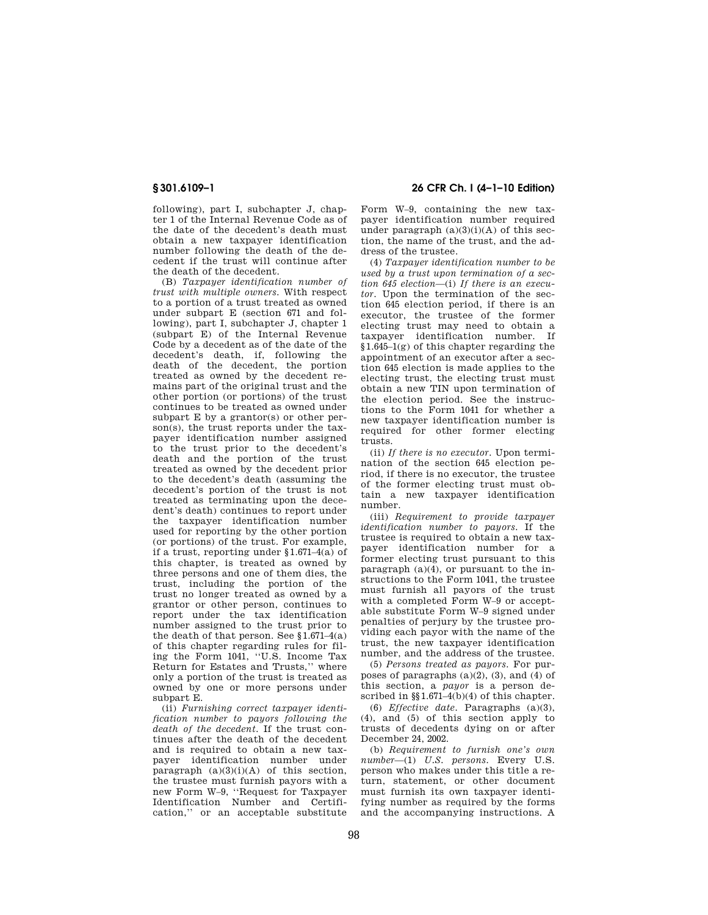following), part I, subchapter J, chapter 1 of the Internal Revenue Code as of the date of the decedent's death must obtain a new taxpayer identification number following the death of the decedent if the trust will continue after the death of the decedent.

(B) *Taxpayer identification number of trust with multiple owners.* With respect to a portion of a trust treated as owned under subpart E (section 671 and following), part I, subchapter J, chapter 1 (subpart E) of the Internal Revenue Code by a decedent as of the date of the decedent's death, if, following the death of the decedent, the portion treated as owned by the decedent remains part of the original trust and the other portion (or portions) of the trust continues to be treated as owned under subpart E by a grantor(s) or other person(s), the trust reports under the taxpayer identification number assigned to the trust prior to the decedent's death and the portion of the trust treated as owned by the decedent prior to the decedent's death (assuming the decedent's portion of the trust is not treated as terminating upon the decedent's death) continues to report under the taxpayer identification number used for reporting by the other portion (or portions) of the trust. For example, if a trust, reporting under §1.671–4(a) of this chapter, is treated as owned by three persons and one of them dies, the trust, including the portion of the trust no longer treated as owned by a grantor or other person, continues to report under the tax identification number assigned to the trust prior to the death of that person. See §1.671–4(a) of this chapter regarding rules for filing the Form 1041, ''U.S. Income Tax Return for Estates and Trusts,'' where only a portion of the trust is treated as owned by one or more persons under subpart E.

(ii) *Furnishing correct taxpayer identification number to payors following the death of the decedent.* If the trust continues after the death of the decedent and is required to obtain a new taxpayer identification number under paragraph (a)(3)(i)(A) of this section, the trustee must furnish payors with a new Form W–9, ''Request for Taxpayer Identification Number and Certification,'' or an acceptable substitute Form W–9, containing the new taxpayer identification number required under paragraph (a)(3)(i)(A) of this section, the name of the trust, and the address of the trustee.

(4) *Taxpayer identification number to be used by a trust upon termination of a section 645 election*—(i) *If there is an executor.* Upon the termination of the section 645 election period, if there is an executor, the trustee of the former electing trust may need to obtain a taxpayer identification number. If §1.645–1(g) of this chapter regarding the appointment of an executor after a section 645 election is made applies to the electing trust, the electing trust must obtain a new TIN upon termination of the election period. See the instructions to the Form 1041 for whether a new taxpayer identification number is required for other former electing trusts.

(ii) *If there is no executor.* Upon termination of the section 645 election period, if there is no executor, the trustee of the former electing trust must obtain a new taxpayer identification number.

(iii) *Requirement to provide taxpayer identification number to payors.* If the trustee is required to obtain a new taxpayer identification number for a former electing trust pursuant to this paragraph (a)(4), or pursuant to the instructions to the Form 1041, the trustee must furnish all payors of the trust with a completed Form W–9 or acceptable substitute Form W–9 signed under penalties of perjury by the trustee providing each payor with the name of the trust, the new taxpayer identification number, and the address of the trustee.

(5) *Persons treated as payors.* For purposes of paragraphs (a)(2), (3), and (4) of this section, a *payor* is a person described in §§1.671–4(b)(4) of this chapter.

(6) *Effective date.* Paragraphs (a)(3), (4), and (5) of this section apply to trusts of decedents dying on or after December 24, 2002.

(b) *Requirement to furnish one's own number*—(1) *U.S. persons.* Every U.S. person who makes under this title a return, statement, or other document must furnish its own taxpayer identifying number as required by the forms and the accompanying instructions. A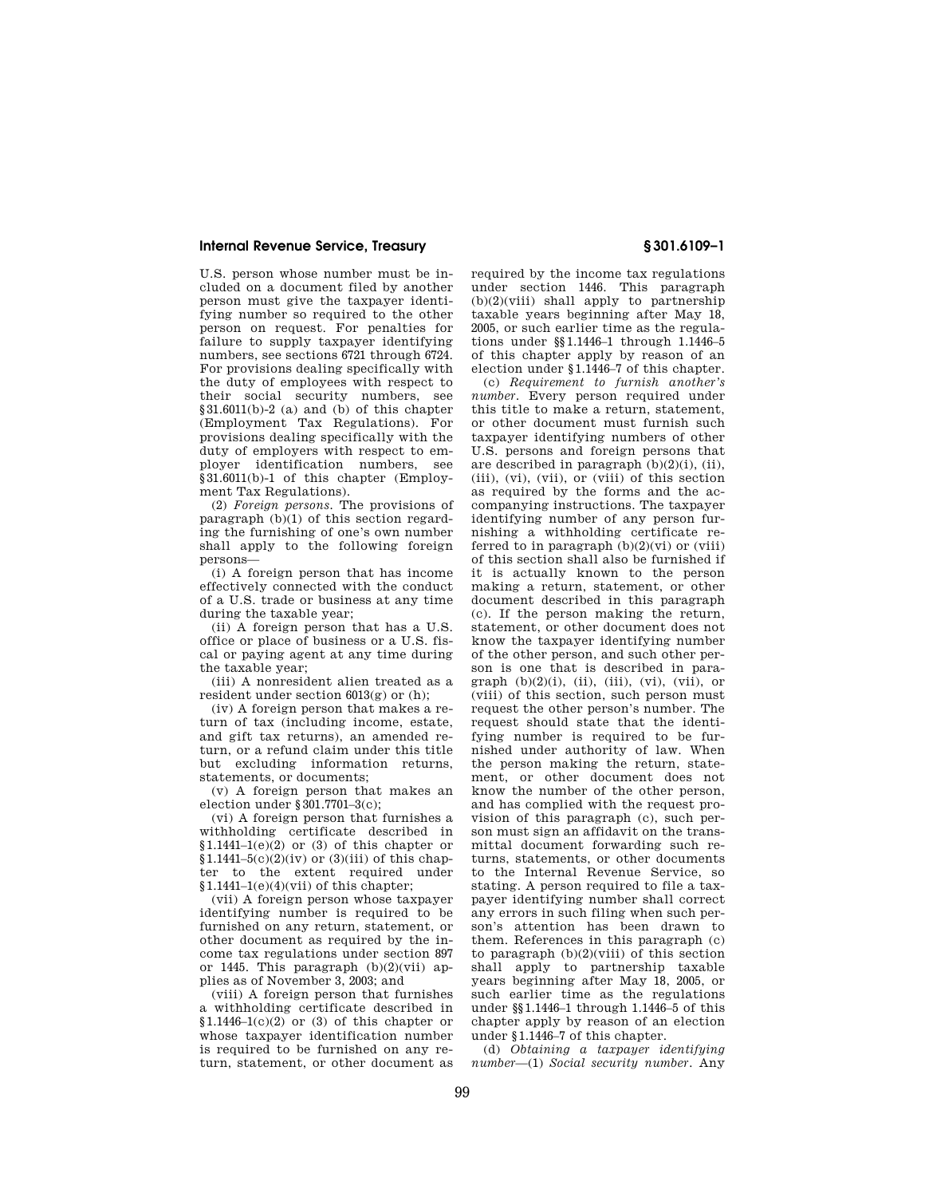U.S. person whose number must be included on a document filed by another person must give the taxpayer identifying number so required to the other person on request. For penalties for failure to supply taxpayer identifying numbers, see sections 6721 through 6724. For provisions dealing specifically with the duty of employees with respect to their social security numbers, see §31.6011(b)-2 (a) and (b) of this chapter (Employment Tax Regulations). For provisions dealing specifically with the duty of employers with respect to employer identification numbers, see §31.6011(b)-1 of this chapter (Employment Tax Regulations).

(2) *Foreign persons.* The provisions of paragraph (b)(1) of this section regarding the furnishing of one's own number shall apply to the following foreign persons—

(i) A foreign person that has income effectively connected with the conduct of a U.S. trade or business at any time during the taxable year;

(ii) A foreign person that has a U.S. office or place of business or a U.S. fiscal or paying agent at any time during the taxable year;

(iii) A nonresident alien treated as a resident under section 6013(g) or (h);

(iv) A foreign person that makes a return of tax (including income, estate, and gift tax returns), an amended return, or a refund claim under this title but excluding information returns, statements, or documents;

(v) A foreign person that makes an election under §301.7701–3(c);

(vi) A foreign person that furnishes a withholding certificate described in §1.1441–1(e)(2) or (3) of this chapter or §1.1441–5(c)(2)(iv) or (3)(iii) of this chapter to the extent required under §1.1441–1(e)(4)(vii) of this chapter;

(vii) A foreign person whose taxpayer identifying number is required to be furnished on any return, statement, or other document as required by the income tax regulations under section 897 or 1445. This paragraph (b)(2)(vii) applies as of November 3, 2003; and

(viii) A foreign person that furnishes a withholding certificate described in §1.1446–1(c)(2) or (3) of this chapter or whose taxpayer identification number is required to be furnished on any return, statement, or other document as required by the income tax regulations under section 1446. This paragraph (b)(2)(viii) shall apply to partnership taxable years beginning after May 18, 2005, or such earlier time as the regulations under §§1.1446–1 through 1.1446–5 of this chapter apply by reason of an election under §1.1446–7 of this chapter.

(c) *Requirement to furnish another's number.* Every person required under this title to make a return, statement, or other document must furnish such taxpayer identifying numbers of other U.S. persons and foreign persons that are described in paragraph (b)(2)(i), (ii), (iii), (vi), (vii), or (viii) of this section as required by the forms and the accompanying instructions. The taxpayer identifying number of any person furnishing a withholding certificate referred to in paragraph (b)(2)(vi) or (viii) of this section shall also be furnished if it is actually known to the person making a return, statement, or other document described in this paragraph (c). If the person making the return, statement, or other document does not know the taxpayer identifying number of the other person, and such other person is one that is described in paragraph (b)(2)(i), (ii), (iii), (vi), (vii), or (viii) of this section, such person must request the other person's number. The request should state that the identifying number is required to be furnished under authority of law. When the person making the return, statement, or other document does not know the number of the other person, and has complied with the request provision of this paragraph (c), such person must sign an affidavit on the transmittal document forwarding such returns, statements, or other documents to the Internal Revenue Service, so stating. A person required to file a taxpayer identifying number shall correct any errors in such filing when such person's attention has been drawn to them. References in this paragraph (c) to paragraph (b)(2)(viii) of this section shall apply to partnership taxable years beginning after May 18, 2005, or such earlier time as the regulations under §§1.1446–1 through 1.1446–5 of this chapter apply by reason of an election under §1.1446–7 of this chapter.

(d) *Obtaining a taxpayer identifying number*—(1) *Social security number.* Any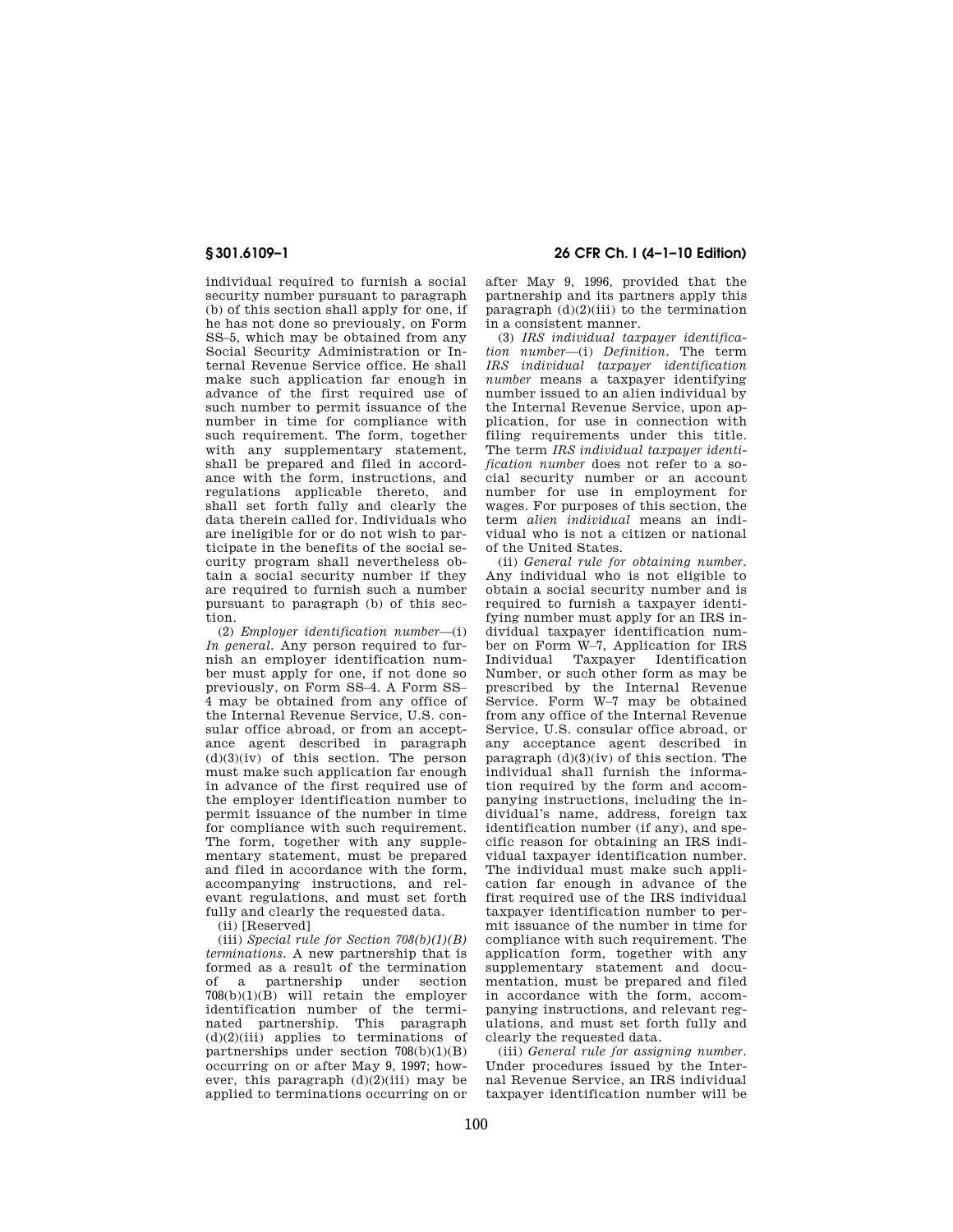individual required to furnish a social security number pursuant to paragraph (b) of this section shall apply for one, if he has not done so previously, on Form SS–5, which may be obtained from any Social Security Administration or Internal Revenue Service office. He shall make such application far enough in advance of the first required use of such number to permit issuance of the number in time for compliance with such requirement. The form, together with any supplementary statement, shall be prepared and filed in accordance with the form, instructions, and regulations applicable thereto, and shall set forth fully and clearly the data therein called for. Individuals who are ineligible for or do not wish to participate in the benefits of the social security program shall nevertheless obtain a social security number if they are required to furnish such a number pursuant to paragraph (b) of this section.

(2) *Employer identification number*—(i) *In general.* Any person required to furnish an employer identification number must apply for one, if not done so previously, on Form SS–4. A Form SS–4 may be obtained from any office of the Internal Revenue Service, U.S. consular office abroad, or from an acceptance agent described in paragraph (d)(3)(iv) of this section. The person must make such application far enough in advance of the first required use of the employer identification number to permit issuance of the number in time for compliance with such requirement. The form, together with any supplementary statement, must be prepared and filed in accordance with the form, accompanying instructions, and relevant regulations, and must set forth fully and clearly the requested data.

(ii) [Reserved]

(iii) *Special rule for Section 708(b)(1)(B) terminations.* A new partnership that is formed as a result of the termination of a partnership under section 708(b)(1)(B) will retain the employer identification number of the terminated partnership. This paragraph (d)(2)(iii) applies to terminations of partnerships under section 708(b)(1)(B) occurring on or after May 9, 1997; however, this paragraph (d)(2)(iii) may be applied to terminations occurring on or after May 9, 1996, provided that the partnership and its partners apply this paragraph (d)(2)(iii) to the termination in a consistent manner.

(3) *IRS individual taxpayer identification number*—(i) *Definition.* The term *IRS individual taxpayer identification number* means a taxpayer identifying number issued to an alien individual by the Internal Revenue Service, upon application, for use in connection with filing requirements under this title. The term *IRS individual taxpayer identification number* does not refer to a social security number or an account number for use in employment for wages. For purposes of this section, the term *alien individual* means an individual who is not a citizen or national of the United States.

(ii) *General rule for obtaining number.* Any individual who is not eligible to obtain a social security number and is required to furnish a taxpayer identifying number must apply for an IRS individual taxpayer identification number on Form W–7, Application for IRS Individual Taxpayer Identification Number, or such other form as may be prescribed by the Internal Revenue Service. Form W–7 may be obtained from any office of the Internal Revenue Service, U.S. consular office abroad, or any acceptance agent described in paragraph (d)(3)(iv) of this section. The individual shall furnish the information required by the form and accompanying instructions, including the individual's name, address, foreign tax identification number (if any), and specific reason for obtaining an IRS individual taxpayer identification number. The individual must make such application far enough in advance of the first required use of the IRS individual taxpayer identification number to permit issuance of the number in time for compliance with such requirement. The application form, together with any supplementary statement and documentation, must be prepared and filed in accordance with the form, accompanying instructions, and relevant regulations, and must set forth fully and clearly the requested data.

(iii) *General rule for assigning number.* Under procedures issued by the Internal Revenue Service, an IRS individual taxpayer identification number will be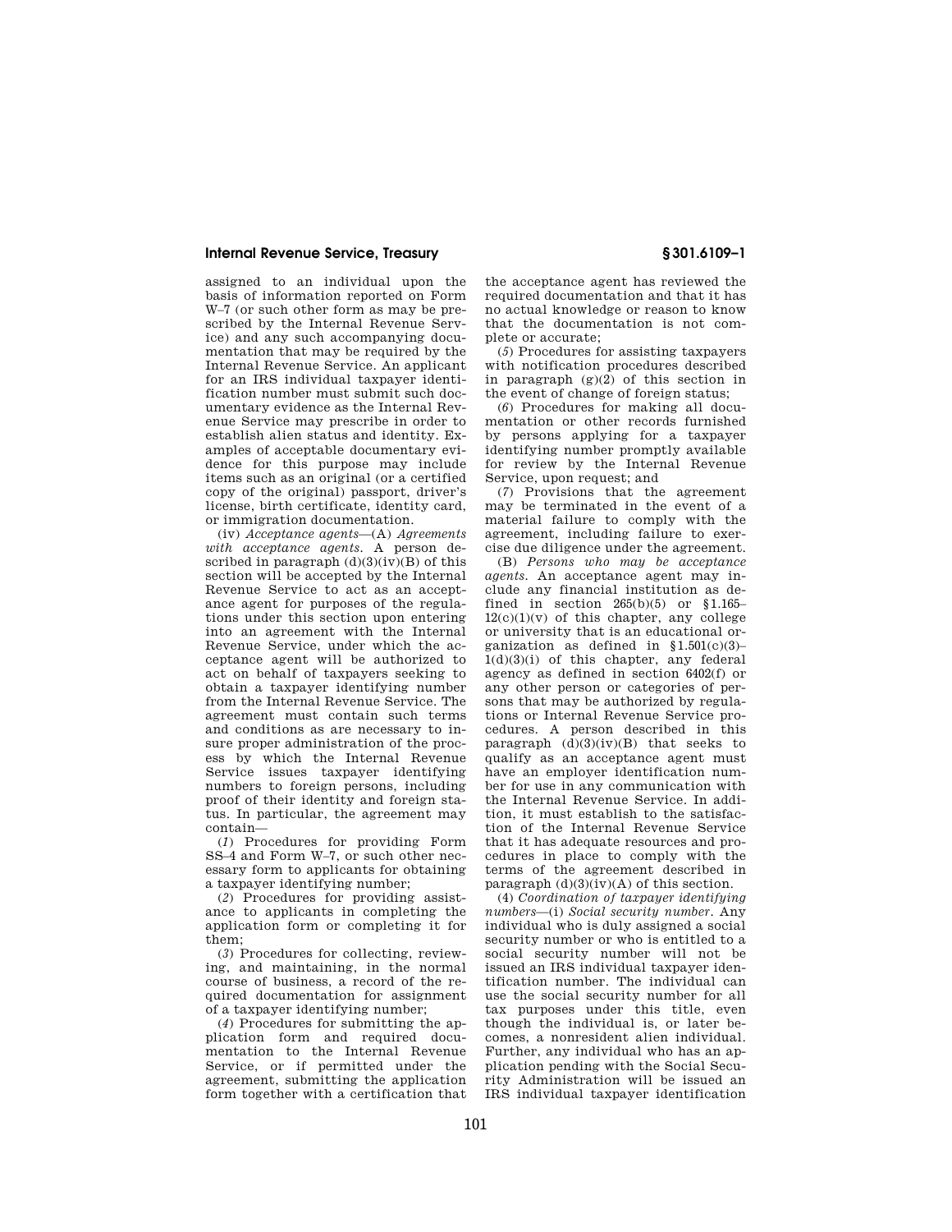assigned to an individual upon the basis of information reported on Form W–7 (or such other form as may be prescribed by the Internal Revenue Service) and any such accompanying documentation that may be required by the Internal Revenue Service. An applicant for an IRS individual taxpayer identification number must submit such documentary evidence as the Internal Revenue Service may prescribe in order to establish alien status and identity. Examples of acceptable documentary evidence for this purpose may include items such as an original (or a certified copy of the original) passport, driver's license, birth certificate, identity card, or immigration documentation.

(iv) *Acceptance agents*—(A) *Agreements with acceptance agents.* A person described in paragraph (d)(3)(iv)(B) of this section will be accepted by the Internal Revenue Service to act as an acceptance agent for purposes of the regulations under this section upon entering into an agreement with the Internal Revenue Service, under which the acceptance agent will be authorized to act on behalf of taxpayers seeking to obtain a taxpayer identifying number from the Internal Revenue Service. The agreement must contain such terms and conditions as are necessary to insure proper administration of the process by which the Internal Revenue Service issues taxpayer identifying numbers to foreign persons, including proof of their identity and foreign status. In particular, the agreement may contain—

(*1*) Procedures for providing Form SS–4 and Form W–7, or such other necessary form to applicants for obtaining a taxpayer identifying number;

(*2*) Procedures for providing assistance to applicants in completing the application form or completing it for them;

(*3*) Procedures for collecting, reviewing, and maintaining, in the normal course of business, a record of the required documentation for assignment of a taxpayer identifying number;

(*4*) Procedures for submitting the application form and required documentation to the Internal Revenue Service, or if permitted under the agreement, submitting the application form together with a certification that the acceptance agent has reviewed the required documentation and that it has no actual knowledge or reason to know that the documentation is not complete or accurate;

(*5*) Procedures for assisting taxpayers with notification procedures described in paragraph (g)(2) of this section in the event of change of foreign status;

(*6*) Procedures for making all documentation or other records furnished by persons applying for a taxpayer identifying number promptly available for review by the Internal Revenue Service, upon request; and

(*7*) Provisions that the agreement may be terminated in the event of a material failure to comply with the agreement, including failure to exercise due diligence under the agreement.

(B) *Persons who may be acceptance agents.* An acceptance agent may include any financial institution as defined in section 265(b)(5) or §1.165–12(c)(1)(v) of this chapter, any college or university that is an educational organization as defined in §1.501(c)(3)–1(d)(3)(i) of this chapter, any federal agency as defined in section 6402(f) or any other person or categories of persons that may be authorized by regulations or Internal Revenue Service procedures. A person described in this paragraph (d)(3)(iv)(B) that seeks to qualify as an acceptance agent must have an employer identification number for use in any communication with the Internal Revenue Service. In addition, it must establish to the satisfaction of the Internal Revenue Service that it has adequate resources and procedures in place to comply with the terms of the agreement described in paragraph (d)(3)(iv)(A) of this section.

(4) *Coordination of taxpayer identifying numbers*—(i) *Social security number.* Any individual who is duly assigned a social security number or who is entitled to a social security number will not be issued an IRS individual taxpayer identification number. The individual can use the social security number for all tax purposes under this title, even though the individual is, or later becomes, a nonresident alien individual. Further, any individual who has an application pending with the Social Security Administration will be issued an IRS individual taxpayer identification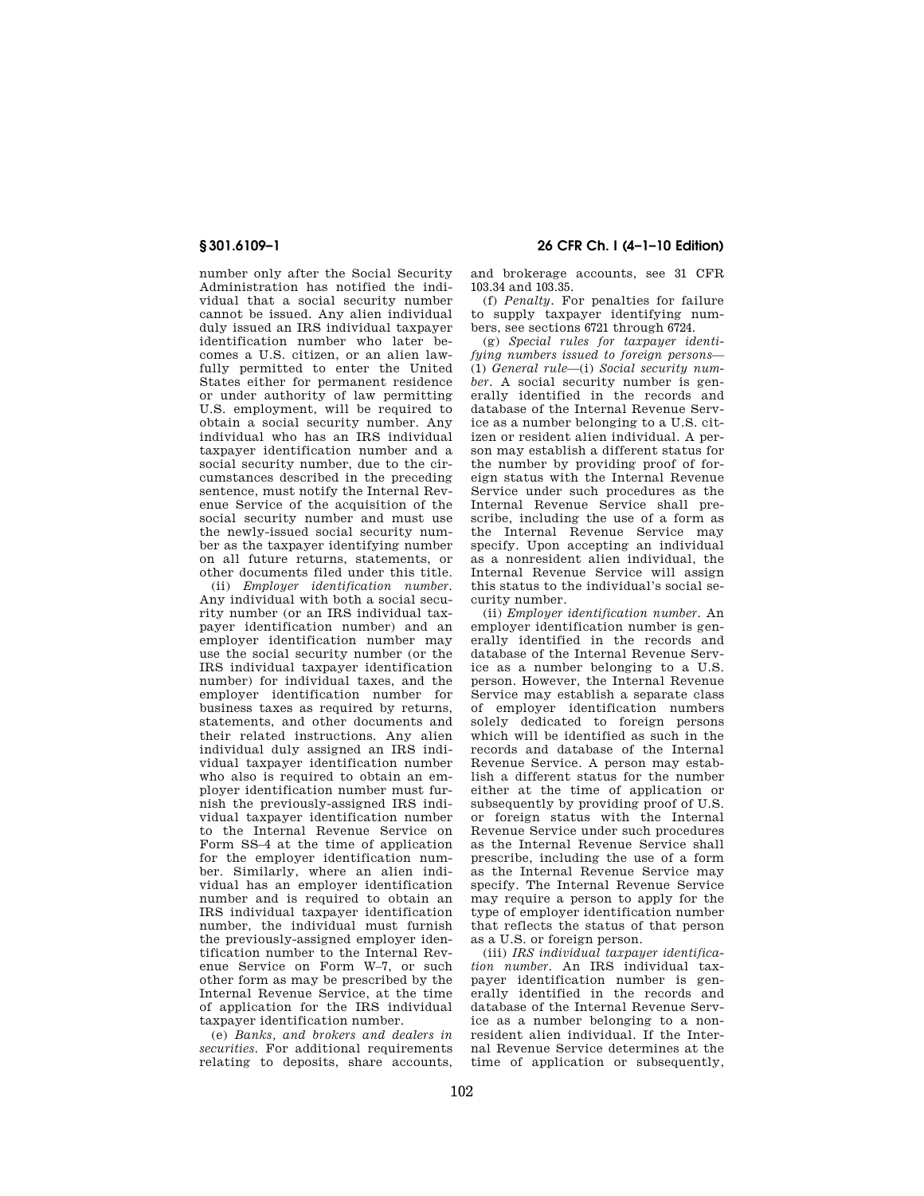number only after the Social Security Administration has notified the individual that a social security number cannot be issued. Any alien individual duly issued an IRS individual taxpayer identification number who later becomes a U.S. citizen, or an alien lawfully permitted to enter the United States either for permanent residence or under authority of law permitting U.S. employment, will be required to obtain a social security number. Any individual who has an IRS individual taxpayer identification number and a social security number, due to the circumstances described in the preceding sentence, must notify the Internal Revenue Service of the acquisition of the social security number and must use the newly-issued social security number as the taxpayer identifying number on all future returns, statements, or other documents filed under this title.

(ii) *Employer identification number.* Any individual with both a social security number (or an IRS individual taxpayer identification number) and an employer identification number may use the social security number (or the IRS individual taxpayer identification number) for individual taxes, and the employer identification number for business taxes as required by returns, statements, and other documents and their related instructions. Any alien individual duly assigned an IRS individual taxpayer identification number who also is required to obtain an employer identification number must furnish the previously-assigned IRS individual taxpayer identification number to the Internal Revenue Service on Form SS–4 at the time of application for the employer identification number. Similarly, where an alien individual has an employer identification number and is required to obtain an IRS individual taxpayer identification number, the individual must furnish the previously-assigned employer identification number to the Internal Revenue Service on Form W–7, or such other form as may be prescribed by the Internal Revenue Service, at the time of application for the IRS individual taxpayer identification number.

(e) *Banks, and brokers and dealers in securities.* For additional requirements relating to deposits, share accounts, and brokerage accounts, see 31 CFR 103.34 and 103.35.

(f) *Penalty.* For penalties for failure to supply taxpayer identifying numbers, see sections 6721 through 6724.

(g) *Special rules for taxpayer identifying numbers issued to foreign persons*—(1) *General rule*—(i) *Social security number.* A social security number is generally identified in the records and database of the Internal Revenue Service as a number belonging to a U.S. citizen or resident alien individual. A person may establish a different status for the number by providing proof of foreign status with the Internal Revenue Service under such procedures as the Internal Revenue Service shall prescribe, including the use of a form as the Internal Revenue Service may specify. Upon accepting an individual as a nonresident alien individual, the Internal Revenue Service will assign this status to the individual's social security number.

(ii) *Employer identification number.* An employer identification number is generally identified in the records and database of the Internal Revenue Service as a number belonging to a U.S. person. However, the Internal Revenue Service may establish a separate class of employer identification numbers solely dedicated to foreign persons which will be identified as such in the records and database of the Internal Revenue Service. A person may establish a different status for the number either at the time of application or subsequently by providing proof of U.S. or foreign status with the Internal Revenue Service under such procedures as the Internal Revenue Service shall prescribe, including the use of a form as the Internal Revenue Service may specify. The Internal Revenue Service may require a person to apply for the type of employer identification number that reflects the status of that person as a U.S. or foreign person.

(iii) *IRS individual taxpayer identification number.* An IRS individual taxpayer identification number is generally identified in the records and database of the Internal Revenue Service as a number belonging to a nonresident alien individual. If the Internal Revenue Service determines at the time of application or subsequently,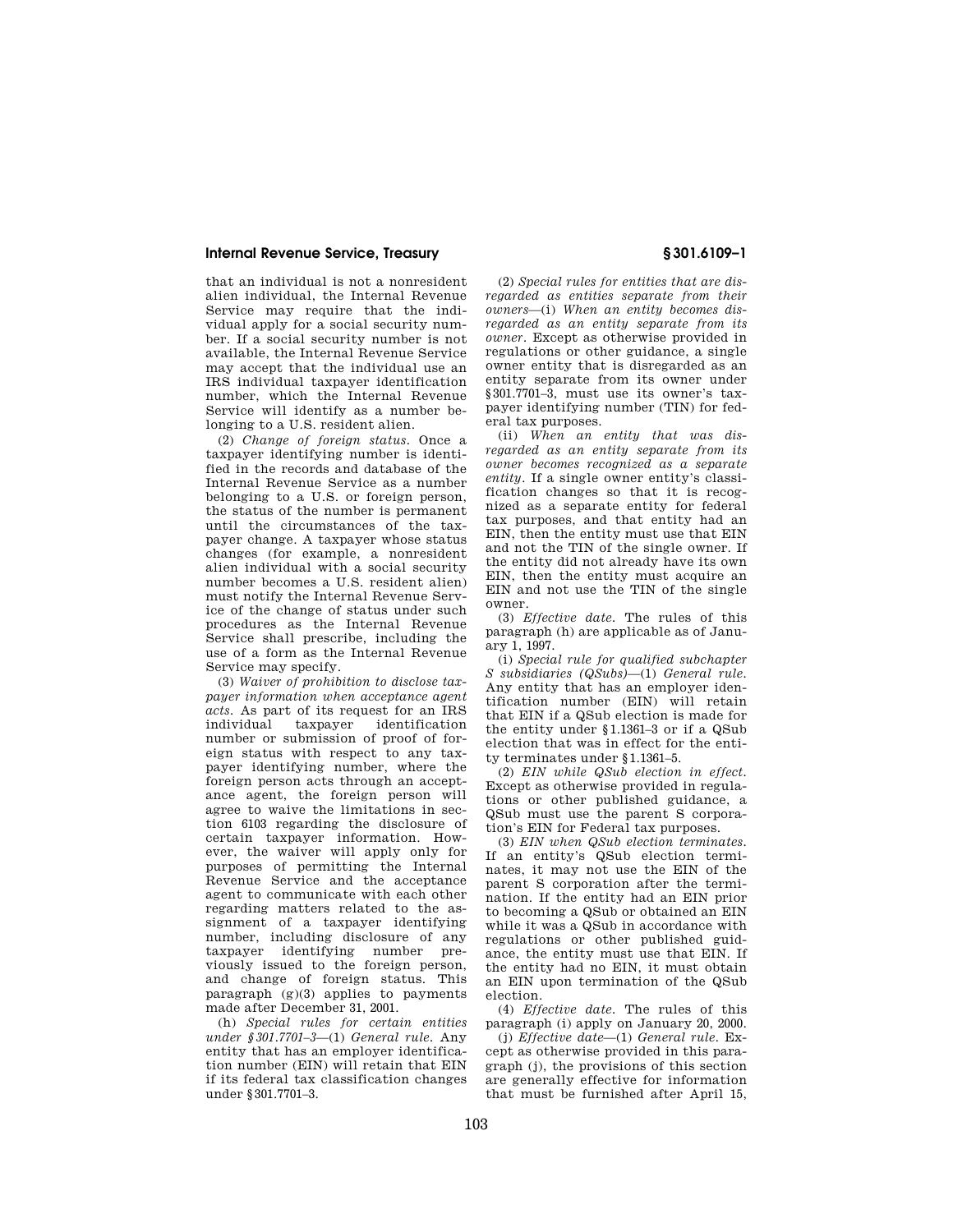that an individual is not a nonresident alien individual, the Internal Revenue Service may require that the individual apply for a social security number. If a social security number is not available, the Internal Revenue Service may accept that the individual use an IRS individual taxpayer identification number, which the Internal Revenue Service will identify as a number belonging to a U.S. resident alien.

(2) *Change of foreign status.* Once a taxpayer identifying number is identified in the records and database of the Internal Revenue Service as a number belonging to a U.S. or foreign person, the status of the number is permanent until the circumstances of the taxpayer change. A taxpayer whose status changes (for example, a nonresident alien individual with a social security number becomes a U.S. resident alien) must notify the Internal Revenue Service of the change of status under such procedures as the Internal Revenue Service shall prescribe, including the use of a form as the Internal Revenue Service may specify.

(3) *Waiver of prohibition to disclose taxpayer information when acceptance agent acts.* As part of its request for an IRS individual taxpayer identification number or submission of proof of foreign status with respect to any taxpayer identifying number, where the foreign person acts through an acceptance agent, the foreign person will agree to waive the limitations in section 6103 regarding the disclosure of certain taxpayer information. However, the waiver will apply only for purposes of permitting the Internal Revenue Service and the acceptance agent to communicate with each other regarding matters related to the assignment of a taxpayer identifying number, including disclosure of any taxpayer identifying number previously issued to the foreign person, and change of foreign status. This paragraph (g)(3) applies to payments made after December 31, 2001.

(h) *Special rules for certain entities under §301.7701–3*—(1) *General rule.* Any entity that has an employer identification number (EIN) will retain that EIN if its federal tax classification changes under §301.7701–3.

(2) *Special rules for entities that are disregarded as entities separate from their owners*—(i) *When an entity becomes disregarded as an entity separate from its owner.* Except as otherwise provided in regulations or other guidance, a single owner entity that is disregarded as an entity separate from its owner under §301.7701–3, must use its owner's taxpayer identifying number (TIN) for federal tax purposes.

(ii) *When an entity that was disregarded as an entity separate from its owner becomes recognized as a separate entity.* If a single owner entity's classification changes so that it is recognized as a separate entity for federal tax purposes, and that entity had an EIN, then the entity must use that EIN and not the TIN of the single owner. If the entity did not already have its own EIN, then the entity must acquire an EIN and not use the TIN of the single owner.

(3) *Effective date.* The rules of this paragraph (h) are applicable as of January 1, 1997.

(i) *Special rule for qualified subchapter S subsidiaries (QSubs)*—(1) *General rule.* Any entity that has an employer identification number (EIN) will retain that EIN if a QSub election is made for the entity under §1.1361–3 or if a QSub election that was in effect for the entity terminates under §1.1361–5.

(2) *EIN while QSub election in effect.* Except as otherwise provided in regulations or other published guidance, a QSub must use the parent S corporation's EIN for Federal tax purposes.

(3) *EIN when QSub election terminates.* If an entity's QSub election terminates, it may not use the EIN of the parent S corporation after the termination. If the entity had an EIN prior to becoming a QSub or obtained an EIN while it was a QSub in accordance with regulations or other published guidance, the entity must use that EIN. If the entity had no EIN, it must obtain an EIN upon termination of the QSub election.

(4) *Effective date.* The rules of this paragraph (i) apply on January 20, 2000.

(j) *Effective date*—(1) *General rule.* Except as otherwise provided in this paragraph (j), the provisions of this section are generally effective for information that must be furnished after April 15,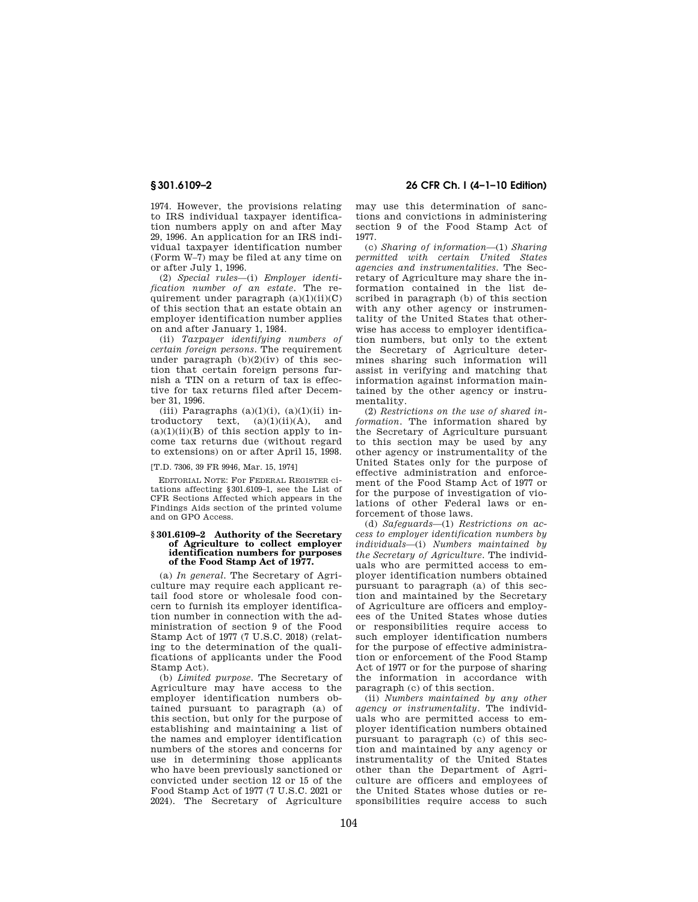1974. However, the provisions relating to IRS individual taxpayer identification numbers apply on and after May 29, 1996. An application for an IRS individual taxpayer identification number (Form W–7) may be filed at any time on or after July 1, 1996.

(2) *Special rules*—(i) *Employer identification number of an estate*. The requirement under paragraph (a)(1)(ii)(C) of this section that an estate obtain an employer identification number applies on and after January 1, 1984.

(ii) *Taxpayer identifying numbers of certain foreign persons*. The requirement under paragraph (b)(2)(iv) of this section that certain foreign persons furnish a TIN on a return of tax is effective for tax returns filed after December 31, 1996.

(iii) Paragraphs (a)(1)(i), (a)(1)(ii) introductory text, (a)(1)(ii)(A), and (a)(1)(ii)(B) of this section apply to income tax returns due (without regard to extensions) on or after April 15, 1998.

[T.D. 7306, 39 FR 9946, Mar. 15, 1974]

EDITORIAL NOTE: For FEDERAL REGISTER citations affecting §301.6109–1, see the List of CFR Sections Affected which appears in the Findings Aids section of the printed volume and on GPO Access.

### § 301.6109–2 Authority of the Secretary of Agriculture to collect employer identification numbers for purposes of the Food Stamp Act of 1977.

(a) *In general*. The Secretary of Agriculture may require each applicant retail food store or wholesale food concern to furnish its employer identification number in connection with the administration of section 9 of the Food Stamp Act of 1977 (7 U.S.C. 2018) (relating to the determination of the qualifications of applicants under the Food Stamp Act).

(b) *Limited purpose*. The Secretary of Agriculture may have access to the employer identification numbers obtained pursuant to paragraph (a) of this section, but only for the purpose of establishing and maintaining a list of the names and employer identification numbers of the stores and concerns for use in determining those applicants who have been previously sanctioned or convicted under section 12 or 15 of the Food Stamp Act of 1977 (7 U.S.C. 2021 or 2024). The Secretary of Agriculture may use this determination of sanctions and convictions in administering section 9 of the Food Stamp Act of 1977.

(c) *Sharing of information*—(1) *Sharing permitted with certain United States agencies and instrumentalities*. The Secretary of Agriculture may share the information contained in the list described in paragraph (b) of this section with any other agency or instrumentality of the United States that otherwise has access to employer identification numbers, but only to the extent the Secretary of Agriculture determines sharing such information will assist in verifying and matching that information against information maintained by the other agency or instrumentality.

(2) *Restrictions on the use of shared information*. The information shared by the Secretary of Agriculture pursuant to this section may be used by any other agency or instrumentality of the United States only for the purpose of effective administration and enforcement of the Food Stamp Act of 1977 or for the purpose of investigation of violations of other Federal laws or enforcement of those laws.

(d) *Safeguards*—(1) *Restrictions on access to employer identification numbers by individuals*—(i) *Numbers maintained by the Secretary of Agriculture*. The individuals who are permitted access to employer identification numbers obtained pursuant to paragraph (a) of this section and maintained by the Secretary of Agriculture are officers and employees of the United States whose duties or responsibilities require access to such employer identification numbers for the purpose of effective administration or enforcement of the Food Stamp Act of 1977 or for the purpose of sharing the information in accordance with paragraph (c) of this section.

(ii) *Numbers maintained by any other agency or instrumentality*. The individuals who are permitted access to employer identification numbers obtained pursuant to paragraph (c) of this section and maintained by any agency or instrumentality of the United States other than the Department of Agriculture are officers and employees of the United States whose duties or responsibilities require access to such